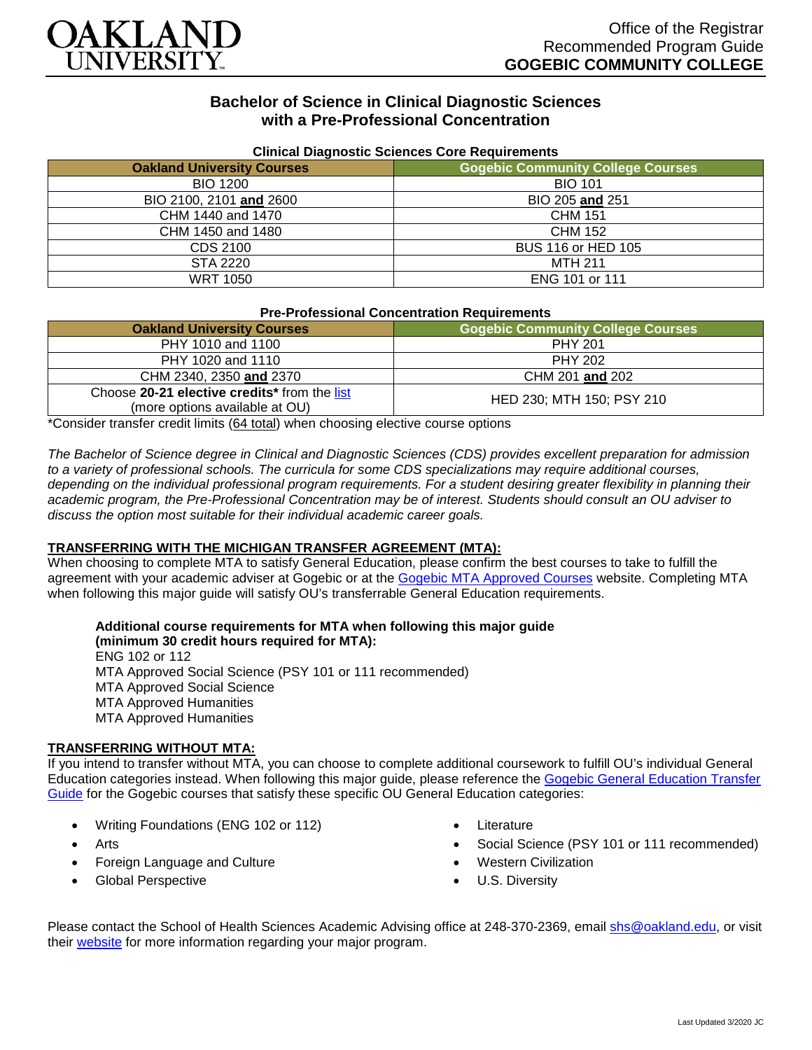OAKLAND UNIVERSITY

Office of the Registrar
Recommended Program Guide
**GOGEBIC COMMUNITY COLLEGE**

# Bachelor of Science in Clinical Diagnostic Sciences with a Pre-Professional Concentration

### Clinical Diagnostic Sciences Core Requirements

| Oakland University Courses | Gogebic Community College Courses |
|---|---|
| BIO 1200 | BIO 101 |
| BIO 2100, 2101 **and** 2600 | BIO 205 **and** 251 |
| CHM 1440 and 1470 | CHM 151 |
| CHM 1450 and 1480 | CHM 152 |
| CDS 2100 | BUS 116 or HED 105 |
| STA 2220 | MTH 211 |
| WRT 1050 | ENG 101 or 111 |

### Pre-Professional Concentration Requirements

| Oakland University Courses | Gogebic Community College Courses |
|---|---|
| PHY 1010 and 1100 | PHY 201 |
| PHY 1020 and 1110 | PHY 202 |
| CHM 2340, 2350 **and** 2370 | CHM 201 **and** 202 |
| Choose **20-21 elective credits*** from the list (more options available at OU) | HED 230; MTH 150; PSY 210 |

*Consider transfer credit limits (64 total) when choosing elective course options

*The Bachelor of Science degree in Clinical and Diagnostic Sciences (CDS) provides excellent preparation for admission to a variety of professional schools. The curricula for some CDS specializations may require additional courses, depending on the individual professional program requirements. For a student desiring greater flexibility in planning their academic program, the Pre-Professional Concentration may be of interest. Students should consult an OU adviser to discuss the option most suitable for their individual academic career goals.*

## TRANSFERRING WITH THE MICHIGAN TRANSFER AGREEMENT (MTA):

When choosing to complete MTA to satisfy General Education, please confirm the best courses to take to fulfill the agreement with your academic adviser at Gogebic or at the Gogebic MTA Approved Courses website. Completing MTA when following this major guide will satisfy OU's transferrable General Education requirements.

**Additional course requirements for MTA when following this major guide (minimum 30 credit hours required for MTA):**
ENG 102 or 112
MTA Approved Social Science (PSY 101 or 111 recommended)
MTA Approved Social Science
MTA Approved Humanities
MTA Approved Humanities

## TRANSFERRING WITHOUT MTA:

If you intend to transfer without MTA, you can choose to complete additional coursework to fulfill OU's individual General Education categories instead. When following this major guide, please reference the Gogebic General Education Transfer Guide for the Gogebic courses that satisfy these specific OU General Education categories:

- Writing Foundations (ENG 102 or 112)
- Arts
- Foreign Language and Culture
- Global Perspective
- Literature
- Social Science (PSY 101 or 111 recommended)
- Western Civilization
- U.S. Diversity

Please contact the School of Health Sciences Academic Advising office at 248-370-2369, email shs@oakland.edu, or visit their website for more information regarding your major program.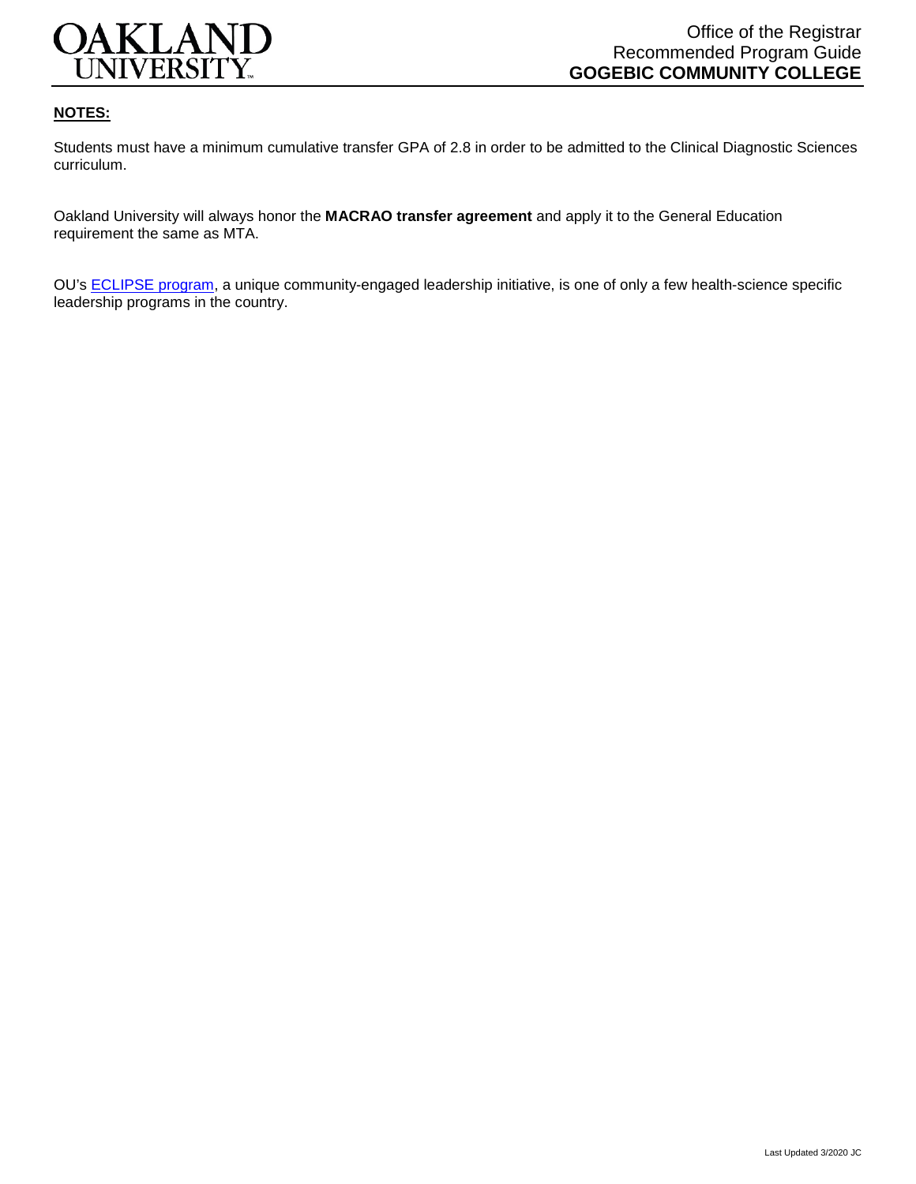**NOTES:**

Students must have a minimum cumulative transfer GPA of 2.8 in order to be admitted to the Clinical Diagnostic Sciences curriculum.

Oakland University will always honor the **MACRAO transfer agreement** and apply it to the General Education requirement the same as MTA.

OU's ECLIPSE program, a unique community-engaged leadership initiative, is one of only a few health-science specific leadership programs in the country.